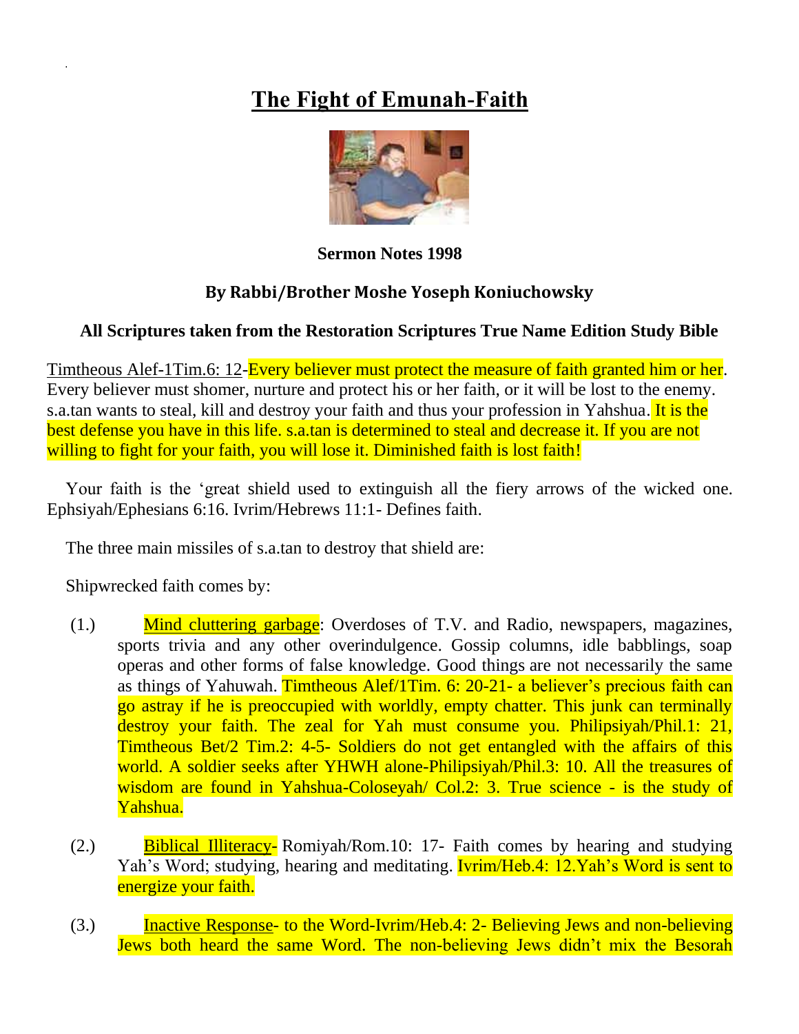# The Fight of Emunah-Faith

**Sermon Notes 1998**

**By Rabbi/Brother Moshe Yoseph Koniuchowsky**

**All Scriptures taken from the Restoration Scriptures True Name Edition Study Bible**

Timtheous Alef-1Tim.6: 12-Every believer must protect the measure of faith granted him or her. Every believer must shomer, nurture and protect his or her faith, or it will be lost to the enemy. s.a.tan wants to steal, kill and destroy your faith and thus your profession in Yahshua. It is the best defense you have in this life. s.a.tan is determined to steal and decrease it. If you are not willing to fight for your faith, you will lose it. Diminished faith is lost faith!

Your faith is the 'great shield used to extinguish all the fiery arrows of the wicked one. Ephsiyah/Ephesians 6:16. Ivrim/Hebrews 11:1- Defines faith.

The three main missiles of s.a.tan to destroy that shield are:

Shipwrecked faith comes by:

(1.) Mind cluttering garbage: Overdoses of T.V. and Radio, newspapers, magazines, sports trivia and any other overindulgence. Gossip columns, idle babblings, soap operas and other forms of false knowledge. Good things are not necessarily the same as things of Yahuwah. Timtheous Alef/1Tim. 6: 20-21- a believer's precious faith can go astray if he is preoccupied with worldly, empty chatter. This junk can terminally destroy your faith. The zeal for Yah must consume you. Philipsiyah/Phil.1: 21, Timtheous Bet/2 Tim.2: 4-5- Soldiers do not get entangled with the affairs of this world. A soldier seeks after YHWH alone-Philipsiyah/Phil.3: 10. All the treasures of wisdom are found in Yahshua-Coloseyah/ Col.2: 3. True science - is the study of Yahshua.

(2.) Biblical Illiteracy- Romiyah/Rom.10: 17- Faith comes by hearing and studying Yah's Word; studying, hearing and meditating. Ivrim/Heb.4: 12.Yah's Word is sent to energize your faith.

(3.) Inactive Response- to the Word-Ivrim/Heb.4: 2- Believing Jews and non-believing Jews both heard the same Word. The non-believing Jews didn't mix the Besorah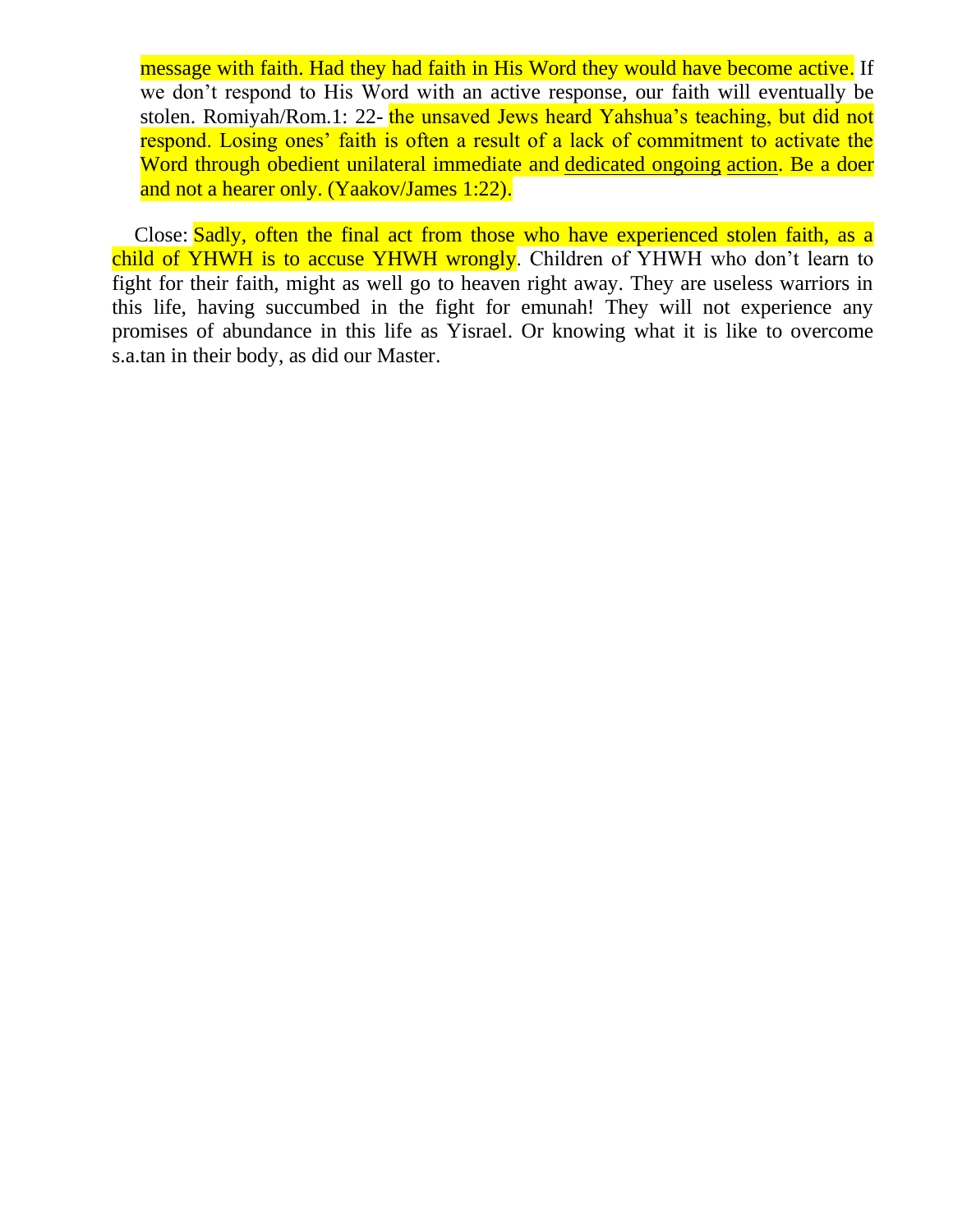message with faith. Had they had faith in His Word they would have become active. If we don't respond to His Word with an active response, our faith will eventually be stolen. Romiyah/Rom.1: 22- the unsaved Jews heard Yahshua's teaching, but did not respond. Losing ones' faith is often a result of a lack of commitment to activate the Word through obedient unilateral immediate and <u>dedicated ongoing</u> <u>action</u>. Be a doer and not a hearer only. (Yaakov/James 1:22).

Close: Sadly, often the final act from those who have experienced stolen faith, as a child of YHWH is to accuse YHWH wrongly. Children of YHWH who don't learn to fight for their faith, might as well go to heaven right away. They are useless warriors in this life, having succumbed in the fight for emunah! They will not experience any promises of abundance in this life as Yisrael. Or knowing what it is like to overcome s.a.tan in their body, as did our Master.